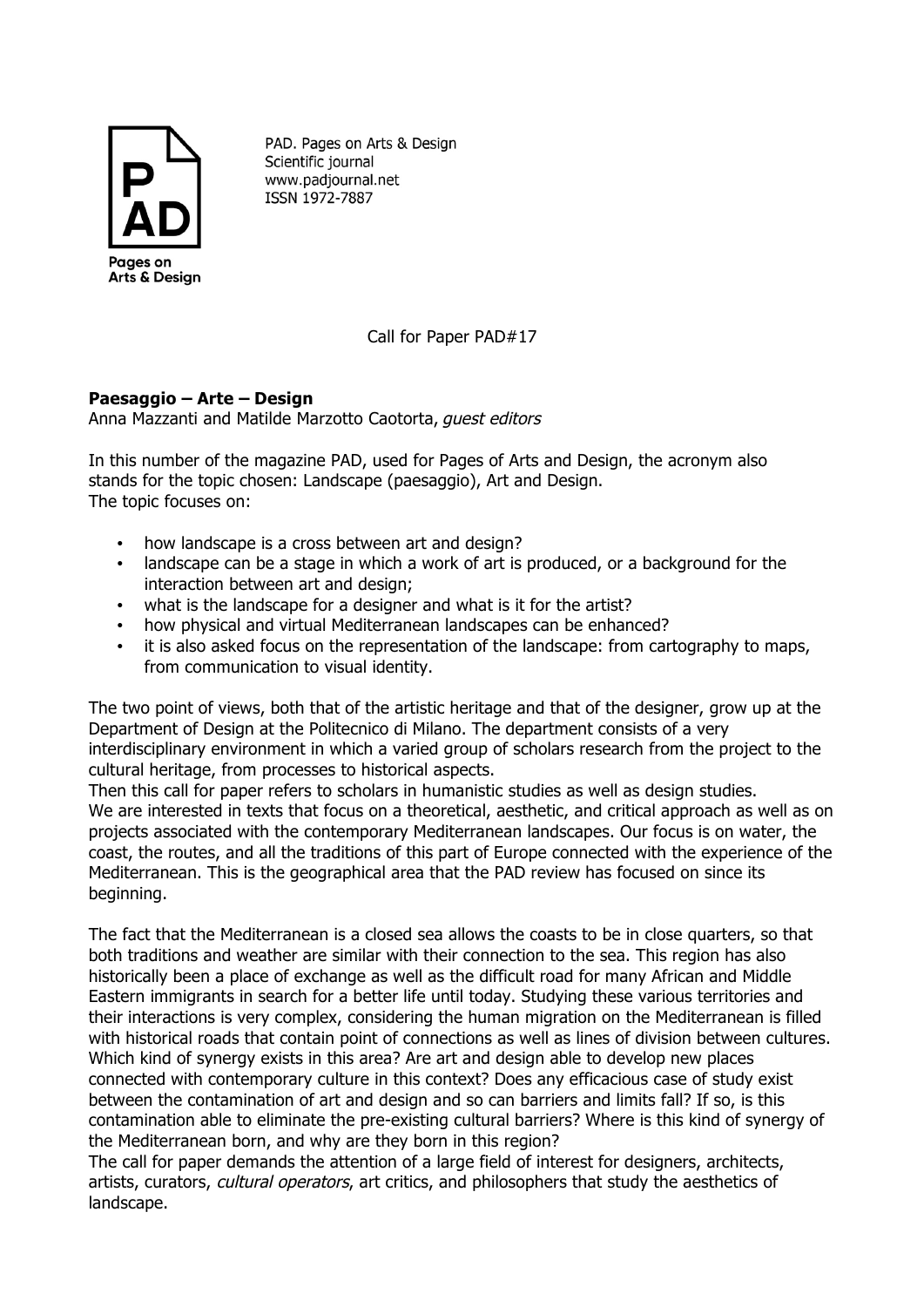PAD. Pages on Arts & Design
Scientific journal
www.padjournal.net
ISSN 1972-7887

Call for Paper PAD#17

**Paesaggio – Arte – Design**

Anna Mazzanti and Matilde Marzotto Caotorta, *guest editors*

In this number of the magazine PAD, used for Pages of Arts and Design, the acronym also stands for the topic chosen: Landscape (paesaggio), Art and Design.
The topic focuses on:

- how landscape is a cross between art and design?
- landscape can be a stage in which a work of art is produced, or a background for the interaction between art and design;
- what is the landscape for a designer and what is it for the artist?
- how physical and virtual Mediterranean landscapes can be enhanced?
- it is also asked focus on the representation of the landscape: from cartography to maps, from communication to visual identity.

The two point of views, both that of the artistic heritage and that of the designer, grow up at the Department of Design at the Politecnico di Milano. The department consists of a very interdisciplinary environment in which a varied group of scholars research from the project to the cultural heritage, from processes to historical aspects.
Then this call for paper refers to scholars in humanistic studies as well as design studies.
We are interested in texts that focus on a theoretical, aesthetic, and critical approach as well as on projects associated with the contemporary Mediterranean landscapes. Our focus is on water, the coast, the routes, and all the traditions of this part of Europe connected with the experience of the Mediterranean. This is the geographical area that the PAD review has focused on since its beginning.

The fact that the Mediterranean is a closed sea allows the coasts to be in close quarters, so that both traditions and weather are similar with their connection to the sea. This region has also historically been a place of exchange as well as the difficult road for many African and Middle Eastern immigrants in search for a better life until today. Studying these various territories and their interactions is very complex, considering the human migration on the Mediterranean is filled with historical roads that contain point of connections as well as lines of division between cultures. Which kind of synergy exists in this area? Are art and design able to develop new places connected with contemporary culture in this context? Does any efficacious case of study exist between the contamination of art and design and so can barriers and limits fall? If so, is this contamination able to eliminate the pre-existing cultural barriers? Where is this kind of synergy of the Mediterranean born, and why are they born in this region?
The call for paper demands the attention of a large field of interest for designers, architects, artists, curators, *cultural operators*, art critics, and philosophers that study the aesthetics of landscape.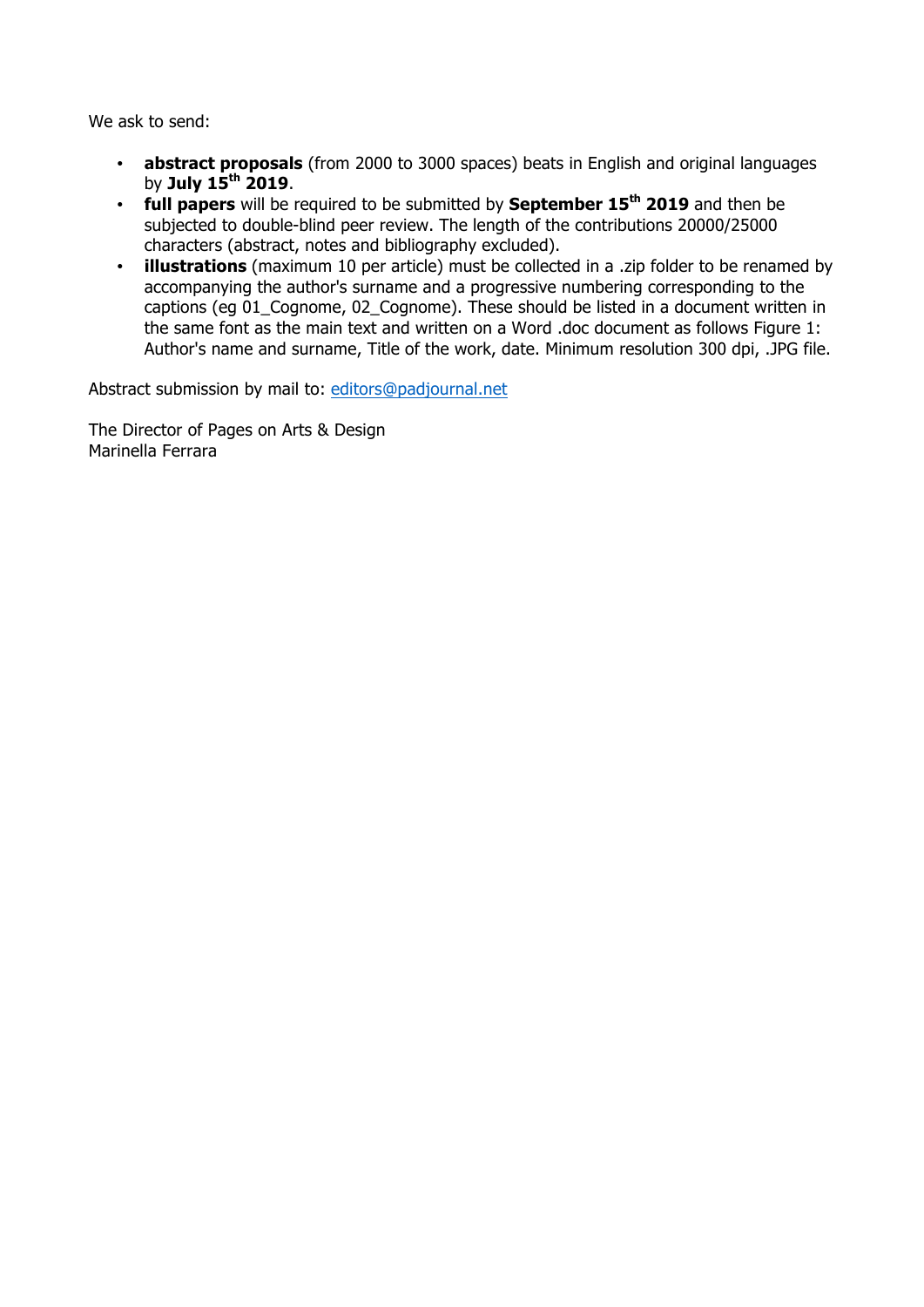We ask to send:

- **abstract proposals** (from 2000 to 3000 spaces) beats in English and original languages by **July 15th 2019**.
- **full papers** will be required to be submitted by **September 15th 2019** and then be subjected to double-blind peer review. The length of the contributions 20000/25000 characters (abstract, notes and bibliography excluded).
- **illustrations** (maximum 10 per article) must be collected in a .zip folder to be renamed by accompanying the author's surname and a progressive numbering corresponding to the captions (eg 01_Cognome, 02_Cognome). These should be listed in a document written in the same font as the main text and written on a Word .doc document as follows Figure 1: Author's name and surname, Title of the work, date. Minimum resolution 300 dpi, .JPG file.

Abstract submission by mail to: editors@padjournal.net

The Director of Pages on Arts & Design
Marinella Ferrara